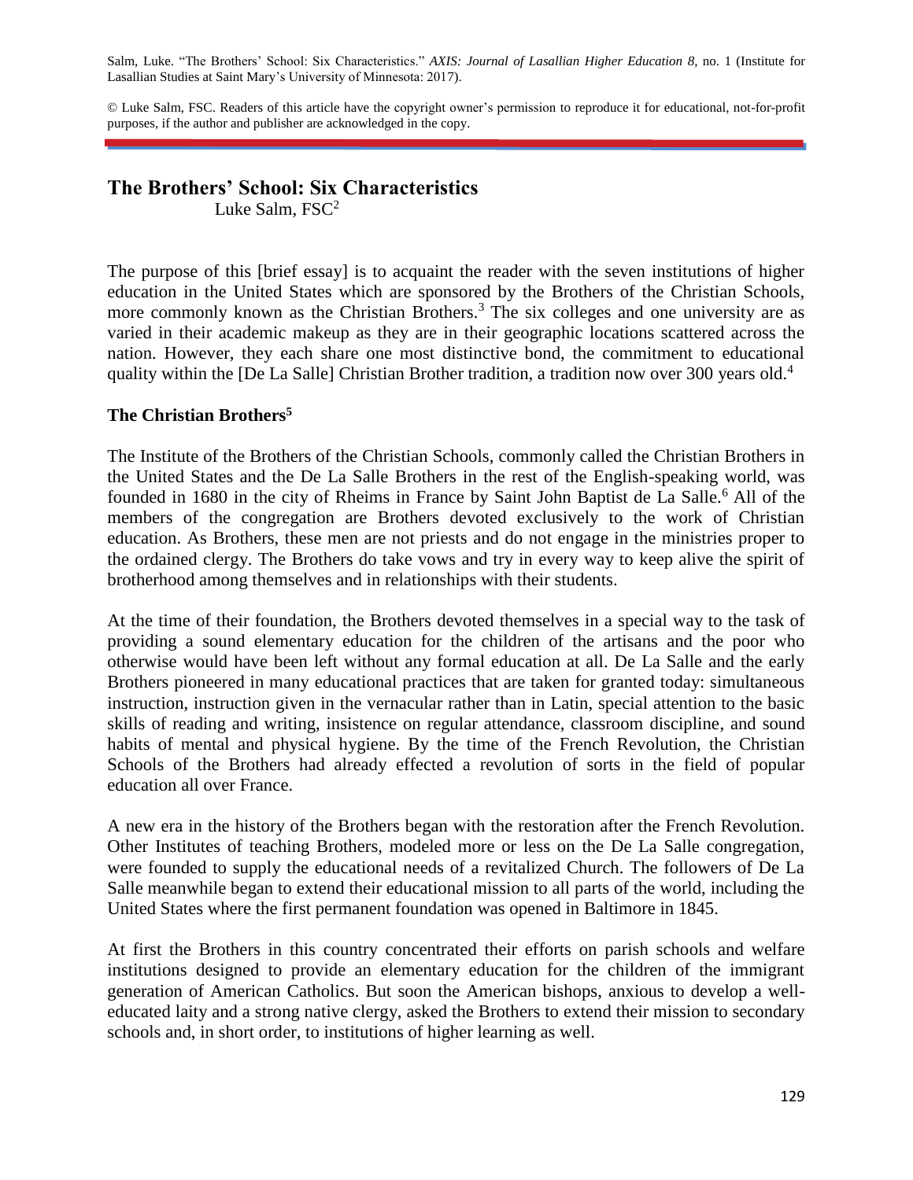Salm, Luke. "The Brothers' School: Six Characteristics." *AXIS: Journal of Lasallian Higher Education 8*, no. 1 (Institute for Lasallian Studies at Saint Mary's University of Minnesota: 2017).

© Luke Salm, FSC. Readers of this article have the copyright owner's permission to reproduce it for educational, not-for-profit purposes, if the author and publisher are acknowledged in the copy.

# The Brothers' School: Six Characteristics

Luke Salm, FSC[2]

The purpose of this [brief essay] is to acquaint the reader with the seven institutions of higher education in the United States which are sponsored by the Brothers of the Christian Schools, more commonly known as the Christian Brothers.[3] The six colleges and one university are as varied in their academic makeup as they are in their geographic locations scattered across the nation. However, they each share one most distinctive bond, the commitment to educational quality within the [De La Salle] Christian Brother tradition, a tradition now over 300 years old.[4]

**The Christian Brothers[5]**

The Institute of the Brothers of the Christian Schools, commonly called the Christian Brothers in the United States and the De La Salle Brothers in the rest of the English-speaking world, was founded in 1680 in the city of Rheims in France by Saint John Baptist de La Salle.[6] All of the members of the congregation are Brothers devoted exclusively to the work of Christian education. As Brothers, these men are not priests and do not engage in the ministries proper to the ordained clergy. The Brothers do take vows and try in every way to keep alive the spirit of brotherhood among themselves and in relationships with their students.

At the time of their foundation, the Brothers devoted themselves in a special way to the task of providing a sound elementary education for the children of the artisans and the poor who otherwise would have been left without any formal education at all. De La Salle and the early Brothers pioneered in many educational practices that are taken for granted today: simultaneous instruction, instruction given in the vernacular rather than in Latin, special attention to the basic skills of reading and writing, insistence on regular attendance, classroom discipline, and sound habits of mental and physical hygiene. By the time of the French Revolution, the Christian Schools of the Brothers had already effected a revolution of sorts in the field of popular education all over France.

A new era in the history of the Brothers began with the restoration after the French Revolution. Other Institutes of teaching Brothers, modeled more or less on the De La Salle congregation, were founded to supply the educational needs of a revitalized Church. The followers of De La Salle meanwhile began to extend their educational mission to all parts of the world, including the United States where the first permanent foundation was opened in Baltimore in 1845.

At first the Brothers in this country concentrated their efforts on parish schools and welfare institutions designed to provide an elementary education for the children of the immigrant generation of American Catholics. But soon the American bishops, anxious to develop a well-educated laity and a strong native clergy, asked the Brothers to extend their mission to secondary schools and, in short order, to institutions of higher learning as well.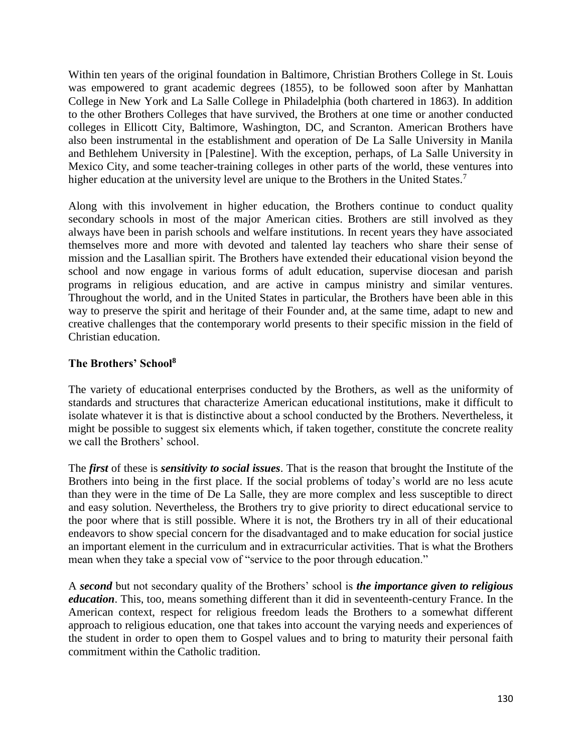Within ten years of the original foundation in Baltimore, Christian Brothers College in St. Louis was empowered to grant academic degrees (1855), to be followed soon after by Manhattan College in New York and La Salle College in Philadelphia (both chartered in 1863). In addition to the other Brothers Colleges that have survived, the Brothers at one time or another conducted colleges in Ellicott City, Baltimore, Washington, DC, and Scranton. American Brothers have also been instrumental in the establishment and operation of De La Salle University in Manila and Bethlehem University in [Palestine]. With the exception, perhaps, of La Salle University in Mexico City, and some teacher-training colleges in other parts of the world, these ventures into higher education at the university level are unique to the Brothers in the United States.[7]

Along with this involvement in higher education, the Brothers continue to conduct quality secondary schools in most of the major American cities. Brothers are still involved as they always have been in parish schools and welfare institutions. In recent years they have associated themselves more and more with devoted and talented lay teachers who share their sense of mission and the Lasallian spirit. The Brothers have extended their educational vision beyond the school and now engage in various forms of adult education, supervise diocesan and parish programs in religious education, and are active in campus ministry and similar ventures. Throughout the world, and in the United States in particular, the Brothers have been able in this way to preserve the spirit and heritage of their Founder and, at the same time, adapt to new and creative challenges that the contemporary world presents to their specific mission in the field of Christian education.

### The Brothers' School[8]

The variety of educational enterprises conducted by the Brothers, as well as the uniformity of standards and structures that characterize American educational institutions, make it difficult to isolate whatever it is that is distinctive about a school conducted by the Brothers. Nevertheless, it might be possible to suggest six elements which, if taken together, constitute the concrete reality we call the Brothers' school.

The ***first*** of these is ***sensitivity to social issues***. That is the reason that brought the Institute of the Brothers into being in the first place. If the social problems of today's world are no less acute than they were in the time of De La Salle, they are more complex and less susceptible to direct and easy solution. Nevertheless, the Brothers try to give priority to direct educational service to the poor where that is still possible. Where it is not, the Brothers try in all of their educational endeavors to show special concern for the disadvantaged and to make education for social justice an important element in the curriculum and in extracurricular activities. That is what the Brothers mean when they take a special vow of "service to the poor through education."

A ***second*** but not secondary quality of the Brothers' school is ***the importance given to religious education***. This, too, means something different than it did in seventeenth-century France. In the American context, respect for religious freedom leads the Brothers to a somewhat different approach to religious education, one that takes into account the varying needs and experiences of the student in order to open them to Gospel values and to bring to maturity their personal faith commitment within the Catholic tradition.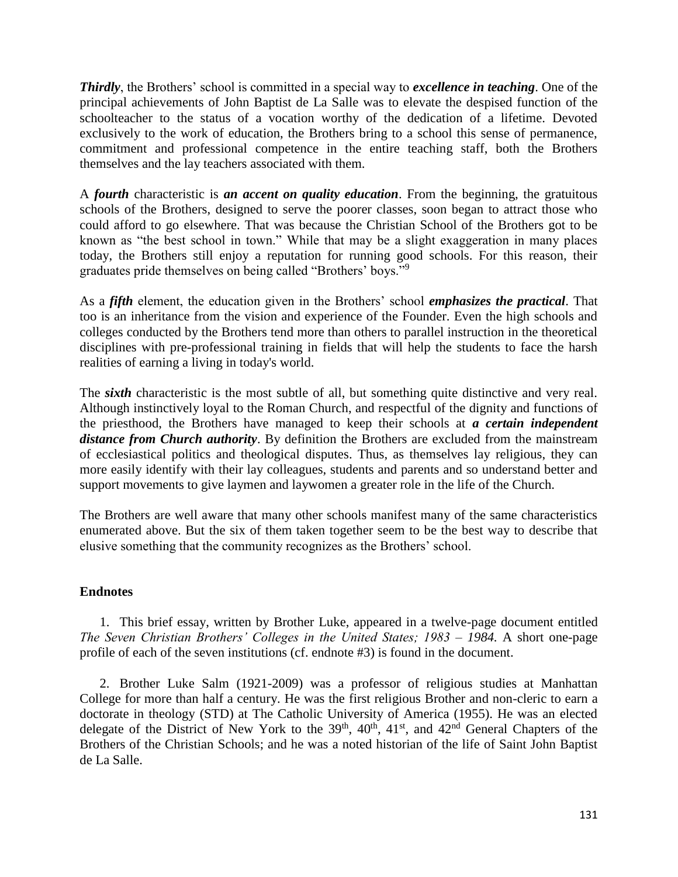***Thirdly***, the Brothers' school is committed in a special way to ***excellence in teaching***. One of the principal achievements of John Baptist de La Salle was to elevate the despised function of the schoolteacher to the status of a vocation worthy of the dedication of a lifetime. Devoted exclusively to the work of education, the Brothers bring to a school this sense of permanence, commitment and professional competence in the entire teaching staff, both the Brothers themselves and the lay teachers associated with them.

A ***fourth*** characteristic is ***an accent on quality education***. From the beginning, the gratuitous schools of the Brothers, designed to serve the poorer classes, soon began to attract those who could afford to go elsewhere. That was because the Christian School of the Brothers got to be known as "the best school in town." While that may be a slight exaggeration in many places today, the Brothers still enjoy a reputation for running good schools. For this reason, their graduates pride themselves on being called "Brothers' boys."[9]

As a ***fifth*** element, the education given in the Brothers' school ***emphasizes the practical***. That too is an inheritance from the vision and experience of the Founder. Even the high schools and colleges conducted by the Brothers tend more than others to parallel instruction in the theoretical disciplines with pre-professional training in fields that will help the students to face the harsh realities of earning a living in today's world.

The ***sixth*** characteristic is the most subtle of all, but something quite distinctive and very real. Although instinctively loyal to the Roman Church, and respectful of the dignity and functions of the priesthood, the Brothers have managed to keep their schools at ***a certain independent distance from Church authority***. By definition the Brothers are excluded from the mainstream of ecclesiastical politics and theological disputes. Thus, as themselves lay religious, they can more easily identify with their lay colleagues, students and parents and so understand better and support movements to give laymen and laywomen a greater role in the life of the Church.

The Brothers are well aware that many other schools manifest many of the same characteristics enumerated above. But the six of them taken together seem to be the best way to describe that elusive something that the community recognizes as the Brothers' school.

**Endnotes**

1. This brief essay, written by Brother Luke, appeared in a twelve-page document entitled *The Seven Christian Brothers' Colleges in the United States; 1983 – 1984.* A short one-page profile of each of the seven institutions (cf. endnote #3) is found in the document.

2. Brother Luke Salm (1921-2009) was a professor of religious studies at Manhattan College for more than half a century. He was the first religious Brother and non-cleric to earn a doctorate in theology (STD) at The Catholic University of America (1955). He was an elected delegate of the District of New York to the 39th, 40th, 41st, and 42nd General Chapters of the Brothers of the Christian Schools; and he was a noted historian of the life of Saint John Baptist de La Salle.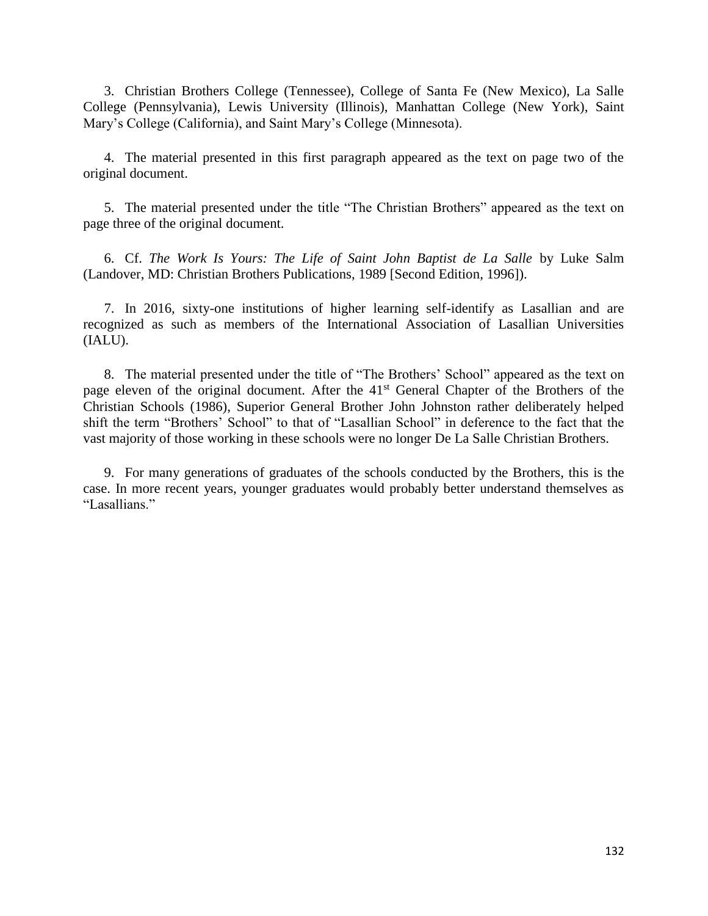3. Christian Brothers College (Tennessee), College of Santa Fe (New Mexico), La Salle College (Pennsylvania), Lewis University (Illinois), Manhattan College (New York), Saint Mary's College (California), and Saint Mary's College (Minnesota).

4. The material presented in this first paragraph appeared as the text on page two of the original document.

5. The material presented under the title "The Christian Brothers" appeared as the text on page three of the original document.

6. Cf. *The Work Is Yours: The Life of Saint John Baptist de La Salle* by Luke Salm (Landover, MD: Christian Brothers Publications, 1989 [Second Edition, 1996]).

7. In 2016, sixty-one institutions of higher learning self-identify as Lasallian and are recognized as such as members of the International Association of Lasallian Universities (IALU).

8. The material presented under the title of "The Brothers' School" appeared as the text on page eleven of the original document. After the 41st General Chapter of the Brothers of the Christian Schools (1986), Superior General Brother John Johnston rather deliberately helped shift the term "Brothers' School" to that of "Lasallian School" in deference to the fact that the vast majority of those working in these schools were no longer De La Salle Christian Brothers.

9. For many generations of graduates of the schools conducted by the Brothers, this is the case. In more recent years, younger graduates would probably better understand themselves as "Lasallians."